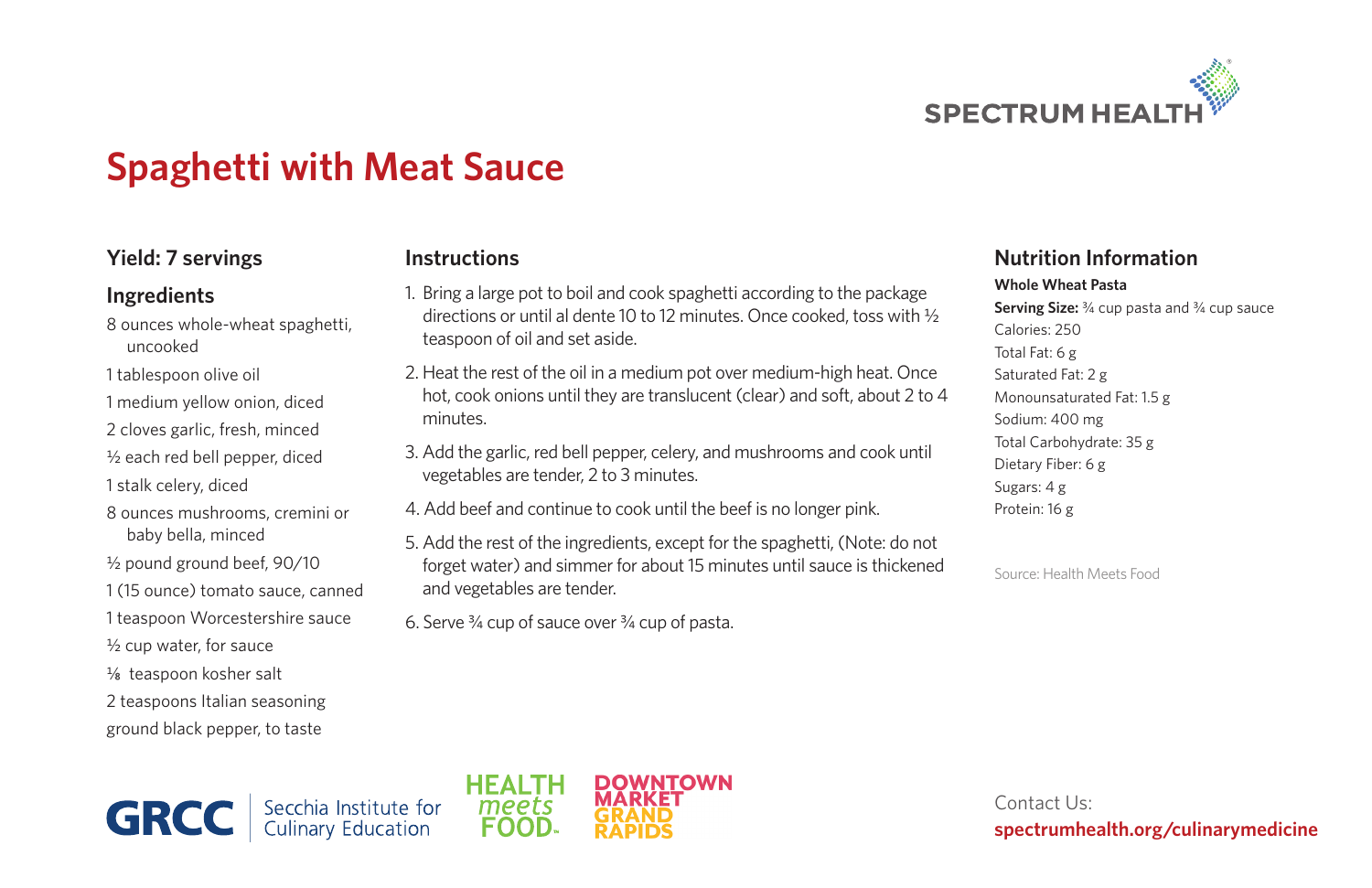SPECTRUM HEALTH

# Spaghetti with Meat Sauce

## Yield: 7 servings

## Ingredients

- 8 ounces whole-wheat spaghetti, uncooked
- 1 tablespoon olive oil
- 1 medium yellow onion, diced
- 2 cloves garlic, fresh, minced
- ½ each red bell pepper, diced
- 1 stalk celery, diced
- 8 ounces mushrooms, cremini or baby bella, minced
- ½ pound ground beef, 90/10
- 1 (15 ounce) tomato sauce, canned
- 1 teaspoon Worcestershire sauce
- ½ cup water, for sauce
- ⅛ teaspoon kosher salt
- 2 teaspoons Italian seasoning
- ground black pepper, to taste

## Instructions

1. Bring a large pot to boil and cook spaghetti according to the package directions or until al dente 10 to 12 minutes. Once cooked, toss with ½ teaspoon of oil and set aside.
2. Heat the rest of the oil in a medium pot over medium-high heat. Once hot, cook onions until they are translucent (clear) and soft, about 2 to 4 minutes.
3. Add the garlic, red bell pepper, celery, and mushrooms and cook until vegetables are tender, 2 to 3 minutes.
4. Add beef and continue to cook until the beef is no longer pink.
5. Add the rest of the ingredients, except for the spaghetti, (Note: do not forget water) and simmer for about 15 minutes until sauce is thickened and vegetables are tender.
6. Serve ¾ cup of sauce over ¾ cup of pasta.

## Nutrition Information

**Whole Wheat Pasta**

**Serving Size:** ¾ cup pasta and ¾ cup sauce

Calories: 250
Total Fat: 6 g
Saturated Fat: 2 g
Monounsaturated Fat: 1.5 g
Sodium: 400 mg
Total Carbohydrate: 35 g
Dietary Fiber: 6 g
Sugars: 4 g
Protein: 16 g

Source: Health Meets Food

GRCC | Secchia Institute for Culinary Education

HEALTH meets FOOD

DOWNTOWN MARKET GRAND RAPIDS

Contact Us:
**spectrumhealth.org/culinarymedicine**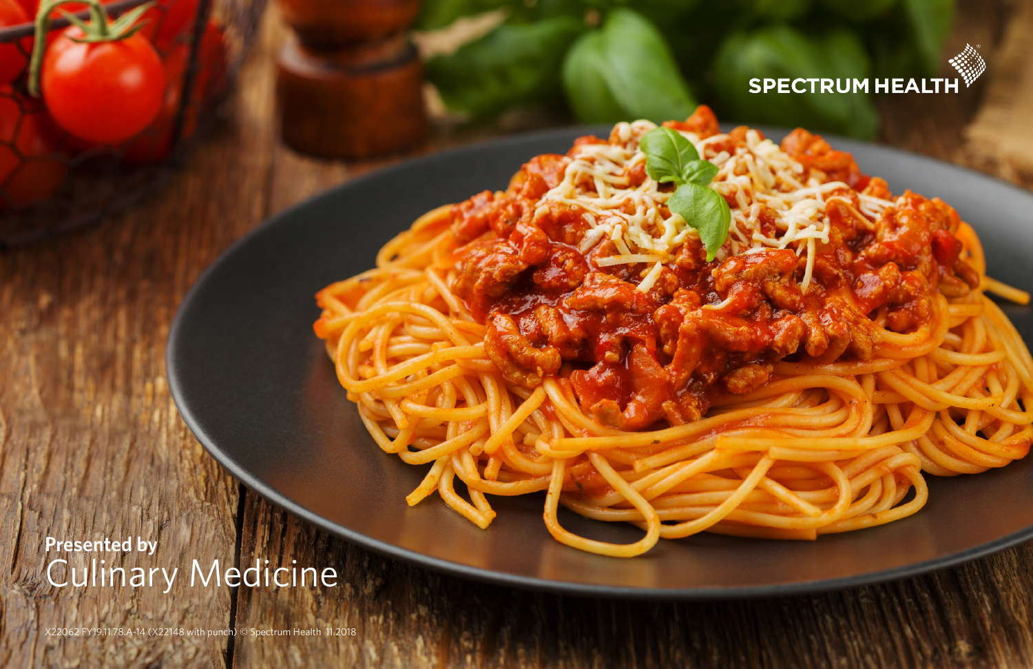SPECTRUM HEALTH

**Presented by**
Culinary Medicine

X22062 FY19.11.78.A-14 (X22148 with punch) © Spectrum Health 11.2018